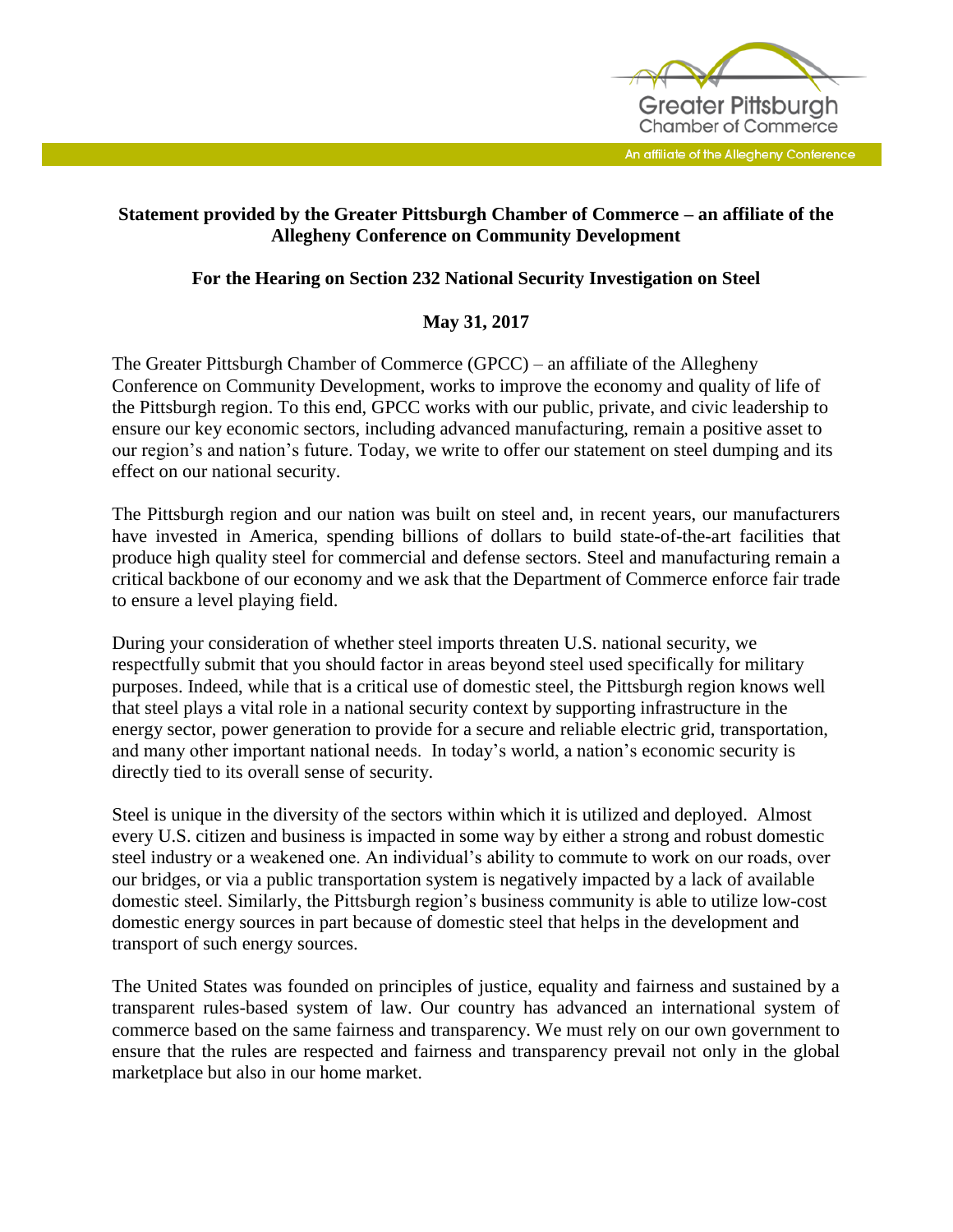Greater Pittsburgh Chamber of Commerce

An affiliate of the Allegheny Conference

**Statement provided by the Greater Pittsburgh Chamber of Commerce – an affiliate of the Allegheny Conference on Community Development**

**For the Hearing on Section 232 National Security Investigation on Steel**

**May 31, 2017**

The Greater Pittsburgh Chamber of Commerce (GPCC) – an affiliate of the Allegheny Conference on Community Development, works to improve the economy and quality of life of the Pittsburgh region. To this end, GPCC works with our public, private, and civic leadership to ensure our key economic sectors, including advanced manufacturing, remain a positive asset to our region's and nation's future. Today, we write to offer our statement on steel dumping and its effect on our national security.

The Pittsburgh region and our nation was built on steel and, in recent years, our manufacturers have invested in America, spending billions of dollars to build state-of-the-art facilities that produce high quality steel for commercial and defense sectors. Steel and manufacturing remain a critical backbone of our economy and we ask that the Department of Commerce enforce fair trade to ensure a level playing field.

During your consideration of whether steel imports threaten U.S. national security, we respectfully submit that you should factor in areas beyond steel used specifically for military purposes. Indeed, while that is a critical use of domestic steel, the Pittsburgh region knows well that steel plays a vital role in a national security context by supporting infrastructure in the energy sector, power generation to provide for a secure and reliable electric grid, transportation, and many other important national needs. In today's world, a nation's economic security is directly tied to its overall sense of security.

Steel is unique in the diversity of the sectors within which it is utilized and deployed. Almost every U.S. citizen and business is impacted in some way by either a strong and robust domestic steel industry or a weakened one. An individual's ability to commute to work on our roads, over our bridges, or via a public transportation system is negatively impacted by a lack of available domestic steel. Similarly, the Pittsburgh region's business community is able to utilize low-cost domestic energy sources in part because of domestic steel that helps in the development and transport of such energy sources.

The United States was founded on principles of justice, equality and fairness and sustained by a transparent rules-based system of law. Our country has advanced an international system of commerce based on the same fairness and transparency. We must rely on our own government to ensure that the rules are respected and fairness and transparency prevail not only in the global marketplace but also in our home market.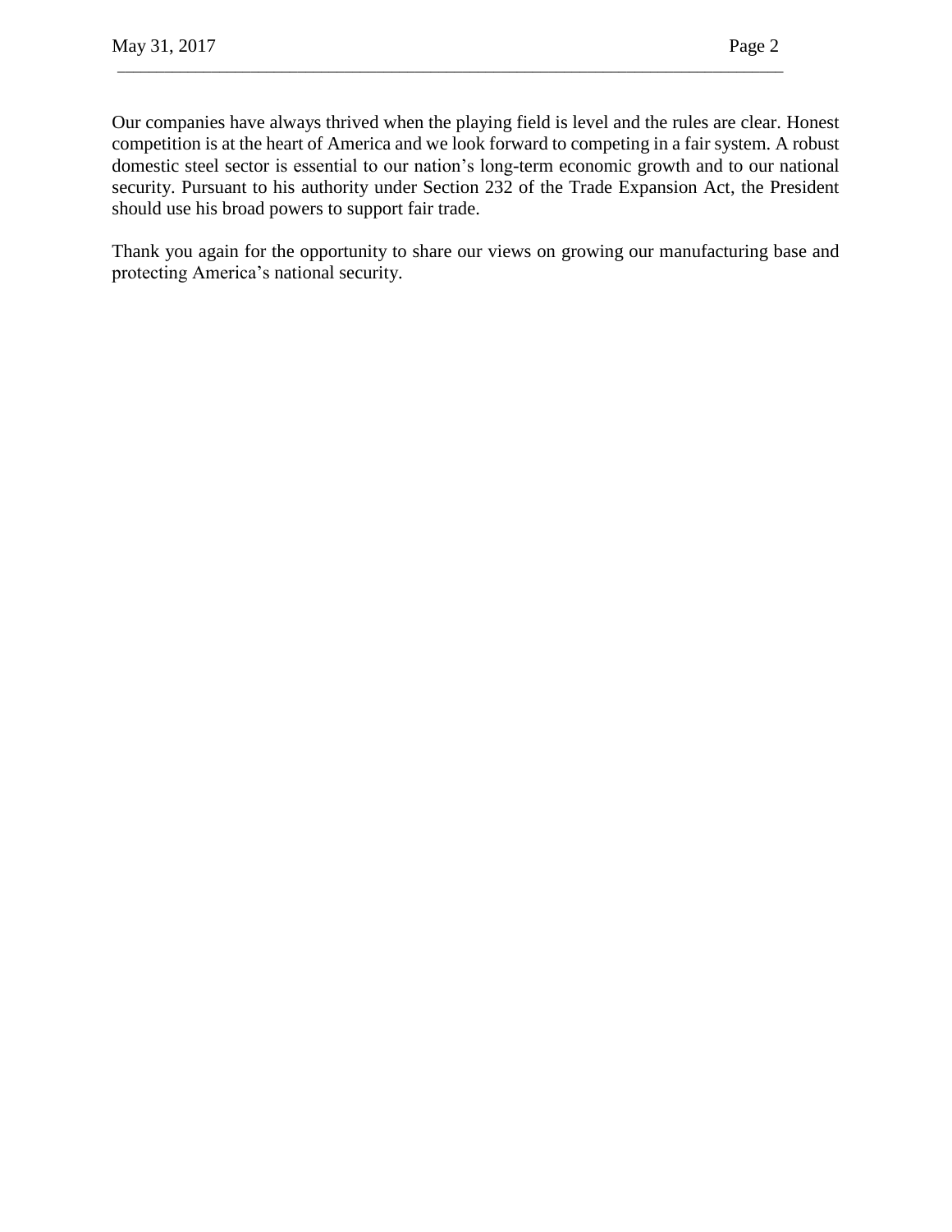Our companies have always thrived when the playing field is level and the rules are clear. Honest competition is at the heart of America and we look forward to competing in a fair system. A robust domestic steel sector is essential to our nation's long-term economic growth and to our national security. Pursuant to his authority under Section 232 of the Trade Expansion Act, the President should use his broad powers to support fair trade.

Thank you again for the opportunity to share our views on growing our manufacturing base and protecting America's national security.